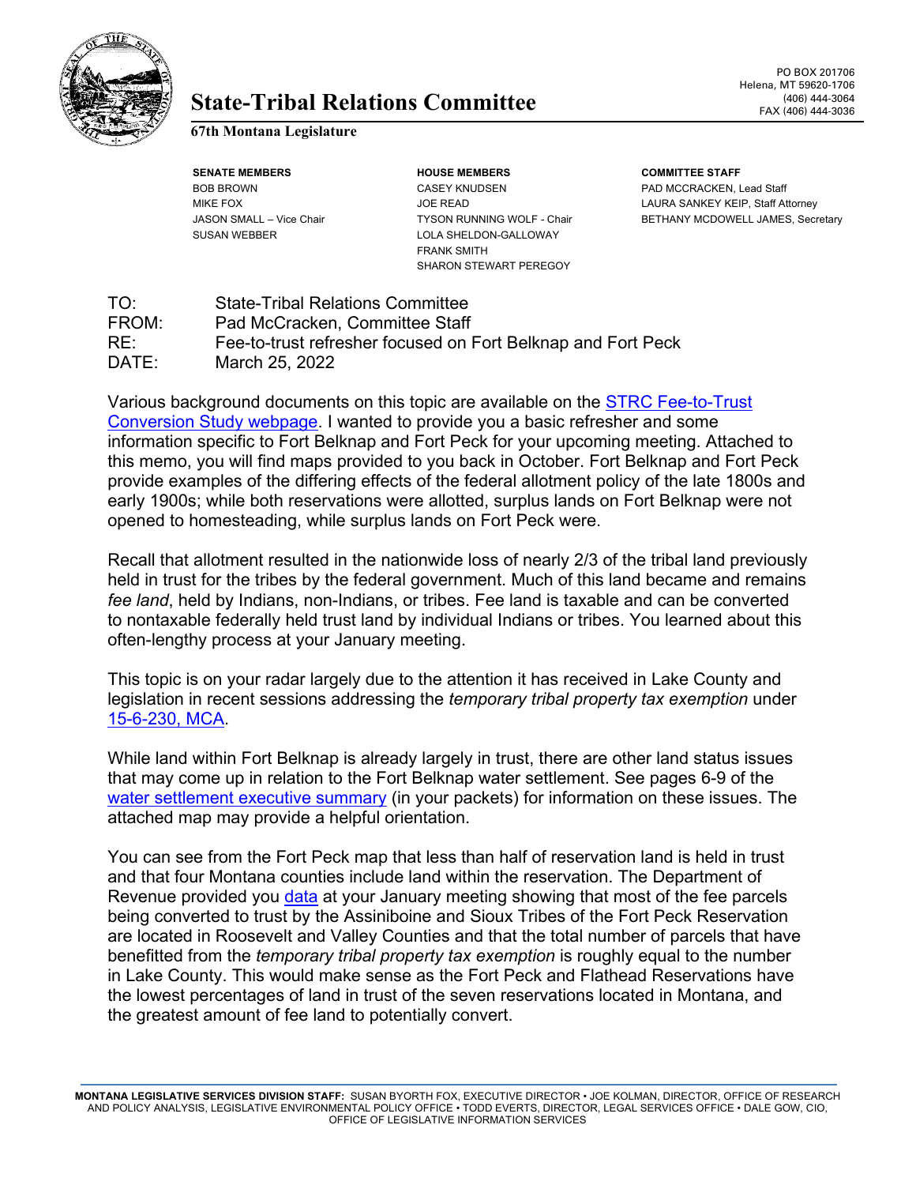# State-Tribal Relations Committee

**67th Montana Legislature**

PO BOX 201706
Helena, MT 59620-1706
(406) 444-3064
FAX (406) 444-3036

| SENATE MEMBERS | HOUSE MEMBERS | COMMITTEE STAFF |
|---|---|---|
| BOB BROWN | CASEY KNUDSEN | PAD MCCRACKEN, Lead Staff |
| MIKE FOX | JOE READ | LAURA SANKEY KEIP, Staff Attorney |
| JASON SMALL – Vice Chair | TYSON RUNNING WOLF - Chair | BETHANY MCDOWELL JAMES, Secretary |
| SUSAN WEBBER | LOLA SHELDON-GALLOWAY | |
| | FRANK SMITH | |
| | SHARON STEWART PEREGOY | |

TO: State-Tribal Relations Committee
FROM: Pad McCracken, Committee Staff
RE: Fee-to-trust refresher focused on Fort Belknap and Fort Peck
DATE: March 25, 2022

Various background documents on this topic are available on the [STRC Fee-to-Trust Conversion Study webpage](). I wanted to provide you a basic refresher and some information specific to Fort Belknap and Fort Peck for your upcoming meeting. Attached to this memo, you will find maps provided to you back in October. Fort Belknap and Fort Peck provide examples of the differing effects of the federal allotment policy of the late 1800s and early 1900s; while both reservations were allotted, surplus lands on Fort Belknap were not opened to homesteading, while surplus lands on Fort Peck were.

Recall that allotment resulted in the nationwide loss of nearly 2/3 of the tribal land previously held in trust for the tribes by the federal government. Much of this land became and remains *fee land*, held by Indians, non-Indians, or tribes. Fee land is taxable and can be converted to nontaxable federally held trust land by individual Indians or tribes. You learned about this often-lengthy process at your January meeting.

This topic is on your radar largely due to the attention it has received in Lake County and legislation in recent sessions addressing the *temporary tribal property tax exemption* under [15-6-230, MCA]().

While land within Fort Belknap is already largely in trust, there are other land status issues that may come up in relation to the Fort Belknap water settlement. See pages 6-9 of the [water settlement executive summary]() (in your packets) for information on these issues. The attached map may provide a helpful orientation.

You can see from the Fort Peck map that less than half of reservation land is held in trust and that four Montana counties include land within the reservation. The Department of Revenue provided you [data]() at your January meeting showing that most of the fee parcels being converted to trust by the Assiniboine and Sioux Tribes of the Fort Peck Reservation are located in Roosevelt and Valley Counties and that the total number of parcels that have benefitted from the *temporary tribal property tax exemption* is roughly equal to the number in Lake County. This would make sense as the Fort Peck and Flathead Reservations have the lowest percentages of land in trust of the seven reservations located in Montana, and the greatest amount of fee land to potentially convert.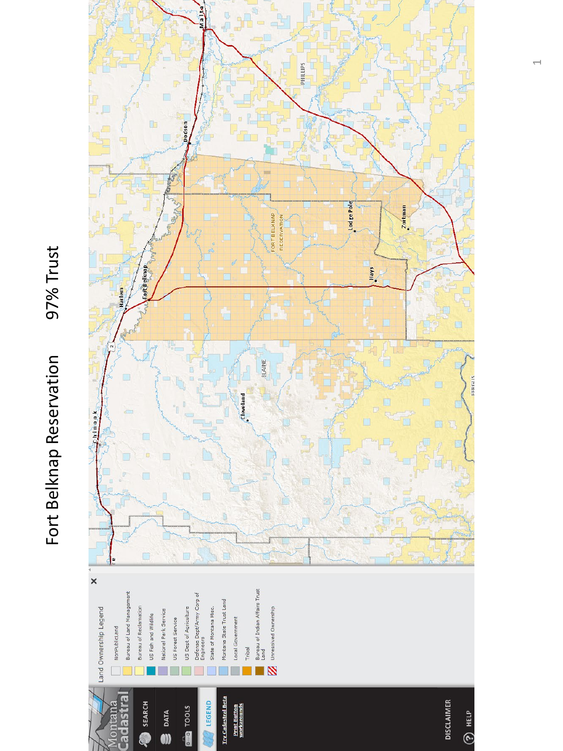# Fort Belknap Reservation 97% Trust

Land Ownership Legend

- NonPublicLand
- Bureau of Land Management
- Bureau of Reclamation
- US Fish and Wildlife
- National Park Service
- US Forest Service
- US Dept of Agriculture
- Defense Dept/Army Corp of Engineers
- State of Montana Misc.
- Montana State Trust Land
- Local Government
- Tribal
- Bureau of Indian Affairs Trust Land
- Unresolved Ownership

Montana Cadastral

SEARCH

DATA

TOOLS

LEGEND

Try Cadastral Beta

Print Button workarounds

DISCLAIMER

HELP

Malta

PHILLIPS

Dodson

FORT BELKNAP RESERVATION

Lodge Pole

Zortman

Harlem

Fort Belknap

Hays

BLAINE

Cleveland

Chinook

FERGUS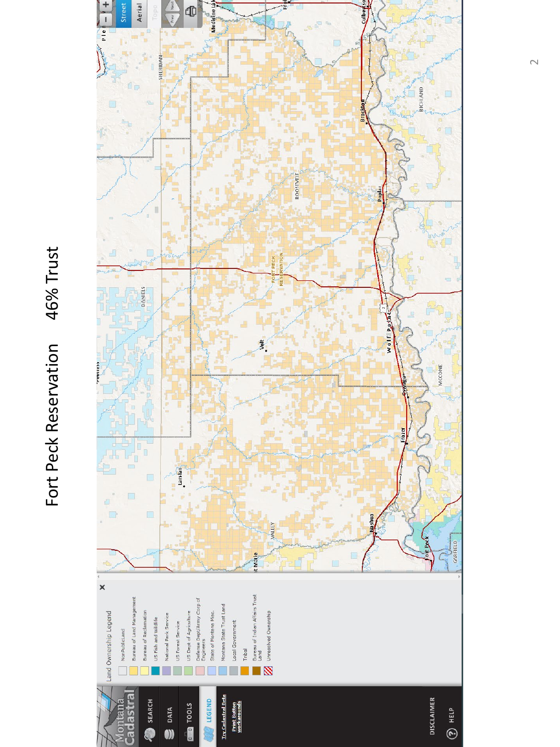# Fort Peck Reservation 46% Trust

Montana Cadastral

SEARCH

DATA

TOOLS

LEGEND

Try Cadastral Beta

Print Button workarounds

DISCLAIMER

HELP

Land Ownership Legend

- NonPublicLand
- Bureau of Land Management
- Bureau of Reclamation
- US Fish and Wildlife
- National Park Service
- US Forest Service
- US Dept of Agriculture
- Defense Dept/Army Corp of Engineers
- State of Montana Misc.
- Montana State Trust Land
- Local Government
- Tribal
- Bureau of Indian Affairs Trust Land
- Unresolved Ownership

Street

Aerial

Topo

Prev

Next

SHERIDAN

DANIELS

ROOSEVELT

FORT PECK RESERVATION

VALLEY

MCCONE

RICHLAND

GARFIELD

Medicine Lake

Culbertson

Brockton

Poplar

Wolf Point

Volt

Oswego

Frazer

Larslan

Nashua

Fort Peck

Peerless

Plentywood

Froid

Malta